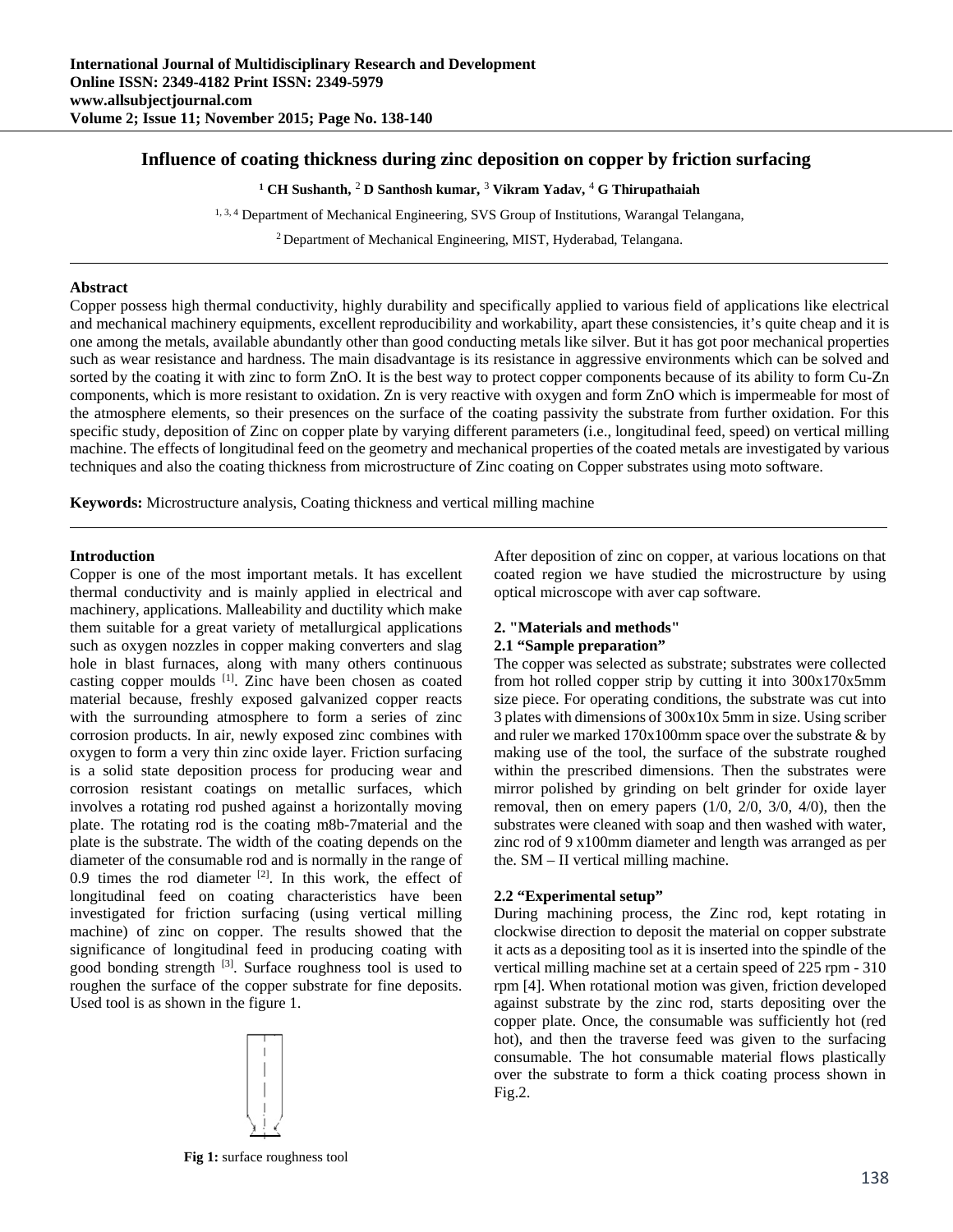# Influence of coating thickness during zinc deposition on copper by friction surfacing

**[1] CH Sushanth, [2] D Santhosh kumar, [3] Vikram Yadav, [4] G Thirupathaiah**

[1, 3, 4] Department of Mechanical Engineering, SVS Group of Institutions, Warangal Telangana,

[2] Department of Mechanical Engineering, MIST, Hyderabad, Telangana.

---

## Abstract

Copper possess high thermal conductivity, highly durability and specifically applied to various field of applications like electrical and mechanical machinery equipments, excellent reproducibility and workability, apart these consistencies, it's quite cheap and it is one among the metals, available abundantly other than good conducting metals like silver. But it has got poor mechanical properties such as wear resistance and hardness. The main disadvantage is its resistance in aggressive environments which can be solved and sorted by the coating it with zinc to form ZnO. It is the best way to protect copper components because of its ability to form Cu-Zn components, which is more resistant to oxidation. Zn is very reactive with oxygen and form ZnO which is impermeable for most of the atmosphere elements, so their presences on the surface of the coating passivity the substrate from further oxidation. For this specific study, deposition of Zinc on copper plate by varying different parameters (i.e., longitudinal feed, speed) on vertical milling machine. The effects of longitudinal feed on the geometry and mechanical properties of the coated metals are investigated by various techniques and also the coating thickness from microstructure of Zinc coating on Copper substrates using moto software.

**Keywords:** Microstructure analysis, Coating thickness and vertical milling machine

---

## Introduction

Copper is one of the most important metals. It has excellent thermal conductivity and is mainly applied in electrical and machinery, applications. Malleability and ductility which make them suitable for a great variety of metallurgical applications such as oxygen nozzles in copper making converters and slag hole in blast furnaces, along with many others continuous casting copper moulds [1]. Zinc have been chosen as coated material because, freshly exposed galvanized copper reacts with the surrounding atmosphere to form a series of zinc corrosion products. In air, newly exposed zinc combines with oxygen to form a very thin zinc oxide layer. Friction surfacing is a solid state deposition process for producing wear and corrosion resistant coatings on metallic surfaces, which involves a rotating rod pushed against a horizontally moving plate. The rotating rod is the coating m8b-7material and the plate is the substrate. The width of the coating depends on the diameter of the consumable rod and is normally in the range of 0.9 times the rod diameter [2]. In this work, the effect of longitudinal feed on coating characteristics have been investigated for friction surfacing (using vertical milling machine) of zinc on copper. The results showed that the significance of longitudinal feed in producing coating with good bonding strength [3]. Surface roughness tool is used to roughen the surface of the copper substrate for fine deposits. Used tool is as shown in the figure 1.

**Fig 1:** surface roughness tool

After deposition of zinc on copper, at various locations on that coated region we have studied the microstructure by using optical microscope with aver cap software.

## 2. "Materials and methods"

### 2.1 "Sample preparation"

The copper was selected as substrate; substrates were collected from hot rolled copper strip by cutting it into 300x170x5mm size piece. For operating conditions, the substrate was cut into 3 plates with dimensions of 300x10x 5mm in size. Using scriber and ruler we marked 170x100mm space over the substrate & by making use of the tool, the surface of the substrate roughed within the prescribed dimensions. Then the substrates were mirror polished by grinding on belt grinder for oxide layer removal, then on emery papers (1/0, 2/0, 3/0, 4/0), then the substrates were cleaned with soap and then washed with water, zinc rod of 9 x100mm diameter and length was arranged as per the. SM – II vertical milling machine.

### 2.2 "Experimental setup"

During machining process, the Zinc rod, kept rotating in clockwise direction to deposit the material on copper substrate it acts as a depositing tool as it is inserted into the spindle of the vertical milling machine set at a certain speed of 225 rpm - 310 rpm [4]. When rotational motion was given, friction developed against substrate by the zinc rod, starts depositing over the copper plate. Once, the consumable was sufficiently hot (red hot), and then the traverse feed was given to the surfacing consumable. The hot consumable material flows plastically over the substrate to form a thick coating process shown in Fig.2.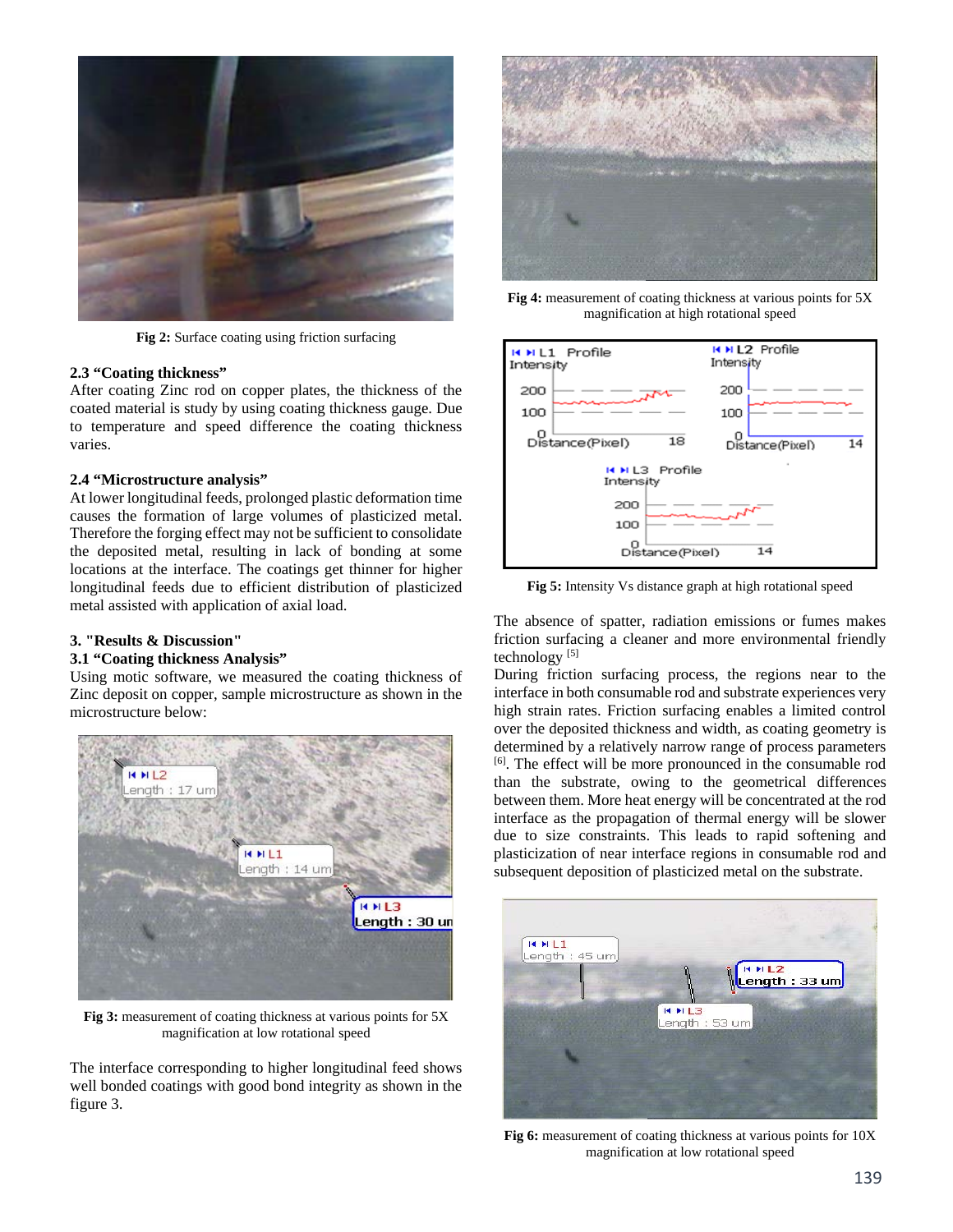Fig 2: Surface coating using friction surfacing

### 2.3 "Coating thickness"

After coating Zinc rod on copper plates, the thickness of the coated material is study by using coating thickness gauge. Due to temperature and speed difference the coating thickness varies.

### 2.4 "Microstructure analysis"

At lower longitudinal feeds, prolonged plastic deformation time causes the formation of large volumes of plasticized metal. Therefore the forging effect may not be sufficient to consolidate the deposited metal, resulting in lack of bonding at some locations at the interface. The coatings get thinner for higher longitudinal feeds due to efficient distribution of plasticized metal assisted with application of axial load.

## 3. "Results & Discussion"

### 3.1 "Coating thickness Analysis"

Using motic software, we measured the coating thickness of Zinc deposit on copper, sample microstructure as shown in the microstructure below:

**Fig 3:** measurement of coating thickness at various points for 5X magnification at low rotational speed

The interface corresponding to higher longitudinal feed shows well bonded coatings with good bond integrity as shown in the figure 3.

**Fig 4:** measurement of coating thickness at various points for 5X magnification at high rotational speed

**Fig 5:** Intensity Vs distance graph at high rotational speed

The absence of spatter, radiation emissions or fumes makes friction surfacing a cleaner and more environmental friendly technology [5]

During friction surfacing process, the regions near to the interface in both consumable rod and substrate experiences very high strain rates. Friction surfacing enables a limited control over the deposited thickness and width, as coating geometry is determined by a relatively narrow range of process parameters [6]. The effect will be more pronounced in the consumable rod than the substrate, owing to the geometrical differences between them. More heat energy will be concentrated at the rod interface as the propagation of thermal energy will be slower due to size constraints. This leads to rapid softening and plasticization of near interface regions in consumable rod and subsequent deposition of plasticized metal on the substrate.

**Fig 6:** measurement of coating thickness at various points for 10X magnification at low rotational speed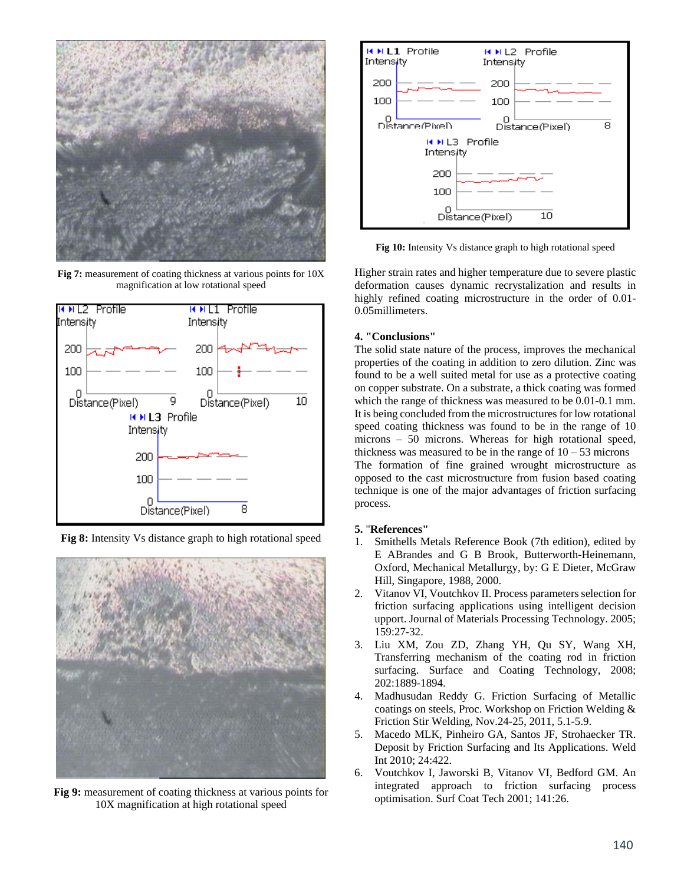Fig 7: measurement of coating thickness at various points for 10X magnification at low rotational speed

L2 Profile
Intensity
200
100
0
Distance(Pixel) 9

L1 Profile
Intensity
200
100
0
Distance(Pixel) 10

L3 Profile
Intensity
200
100
0
Distance(Pixel) 8

**Fig 8:** Intensity Vs distance graph to high rotational speed

**Fig 9:** measurement of coating thickness at various points for 10X magnification at high rotational speed

L1 Profile
Intensity
200
100
0
Distance(Pixel)

L2 Profile
Intensity
200
100
0
Distance(Pixel) 8

L3 Profile
Intensity
200
100
0
Distance(Pixel) 10

**Fig 10:** Intensity Vs distance graph to high rotational speed

Higher strain rates and higher temperature due to severe plastic deformation causes dynamic recrystallization and results in highly refined coating microstructure in the order of 0.01-0.05millimeters.

## 4. "Conclusions"

The solid state nature of the process, improves the mechanical properties of the coating in addition to zero dilution. Zinc was found to be a well suited metal for use as a protective coating on copper substrate. On a substrate, a thick coating was formed which the range of thickness was measured to be 0.01-0.1 mm. It is being concluded from the microstructures for low rotational speed coating thickness was found to be in the range of 10 microns – 50 microns. Whereas for high rotational speed, thickness was measured to be in the range of 10 – 53 microns The formation of fine grained wrought microstructure as opposed to the cast microstructure from fusion based coating technique is one of the major advantages of friction surfacing process.

## 5. "References"

1. Smithells Metals Reference Book (7th edition), edited by E ABrandes and G B Brook, Butterworth-Heinemann, Oxford, Mechanical Metallurgy, by: G E Dieter, McGraw Hill, Singapore, 1988, 2000.
2. Vitanov VI, Voutchkov II. Process parameters selection for friction surfacing applications using intelligent decision upport. Journal of Materials Processing Technology. 2005; 159:27-32.
3. Liu XM, Zou ZD, Zhang YH, Qu SY, Wang XH, Transferring mechanism of the coating rod in friction surfacing. Surface and Coating Technology, 2008; 202:1889-1894.
4. Madhusudan Reddy G. Friction Surfacing of Metallic coatings on steels, Proc. Workshop on Friction Welding & Friction Stir Welding, Nov.24-25, 2011, 5.1-5.9.
5. Macedo MLK, Pinheiro GA, Santos JF, Strohaecker TR. Deposit by Friction Surfacing and Its Applications. Weld Int 2010; 24:422.
6. Voutchkov I, Jaworski B, Vitanov VI, Bedford GM. An integrated approach to friction surfacing process optimisation. Surf Coat Tech 2001; 141:26.